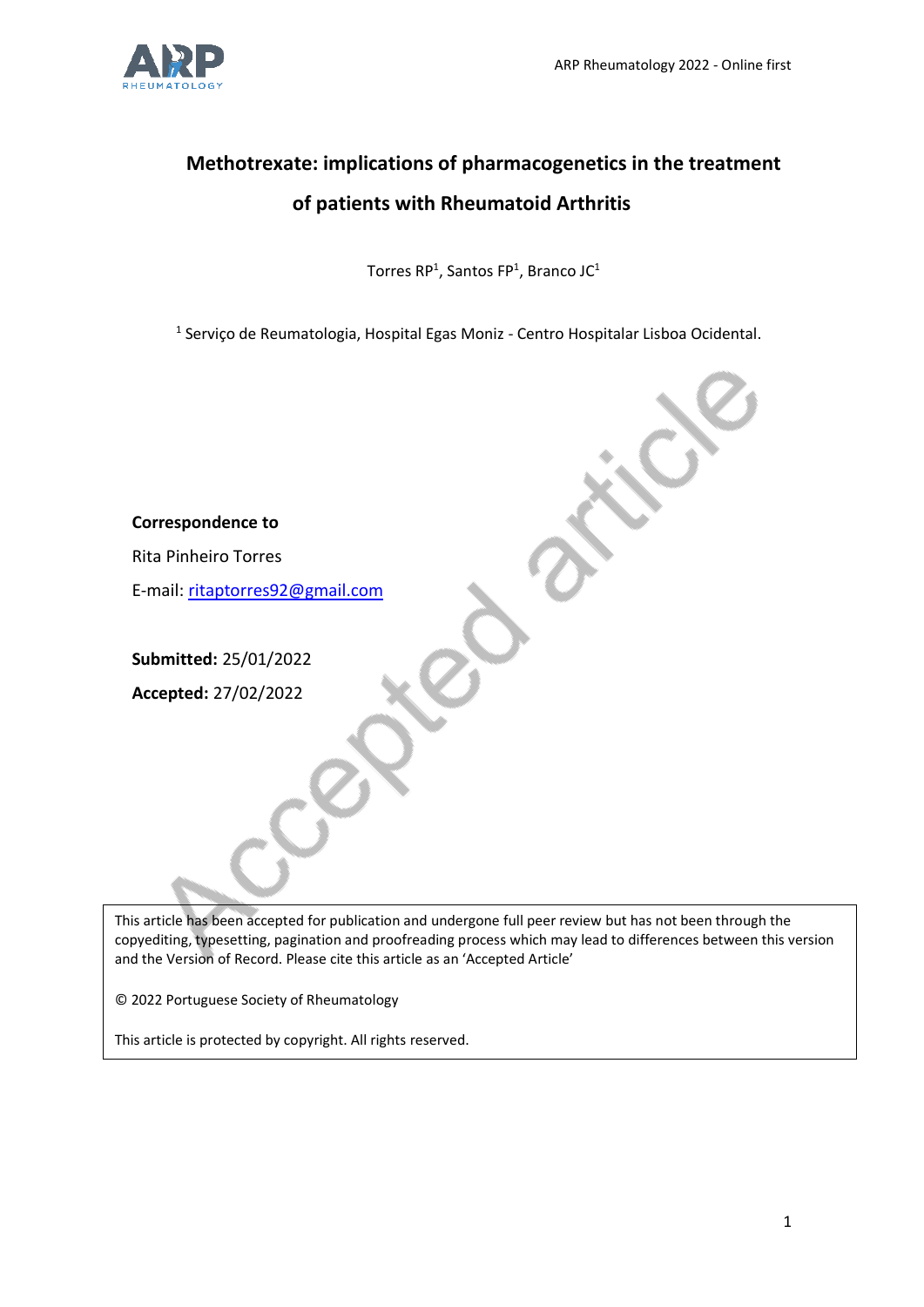# Methotrexate: implications of pharmacogenetics in the treatment of patients with Rheumatoid Arthritis

Torres RP[1], Santos FP[1], Branco JC[1]

[1] Serviço de Reumatologia, Hospital Egas Moniz - Centro Hospitalar Lisboa Ocidental.

**Correspondence to**

Rita Pinheiro Torres

E-mail: ritaptorres92@gmail.com

**Submitted:** 25/01/2022

**Accepted:** 27/02/2022

This article has been accepted for publication and undergone full peer review but has not been through the copyediting, typesetting, pagination and proofreading process which may lead to differences between this version and the Version of Record. Please cite this article as an 'Accepted Article'

© 2022 Portuguese Society of Rheumatology

This article is protected by copyright. All rights reserved.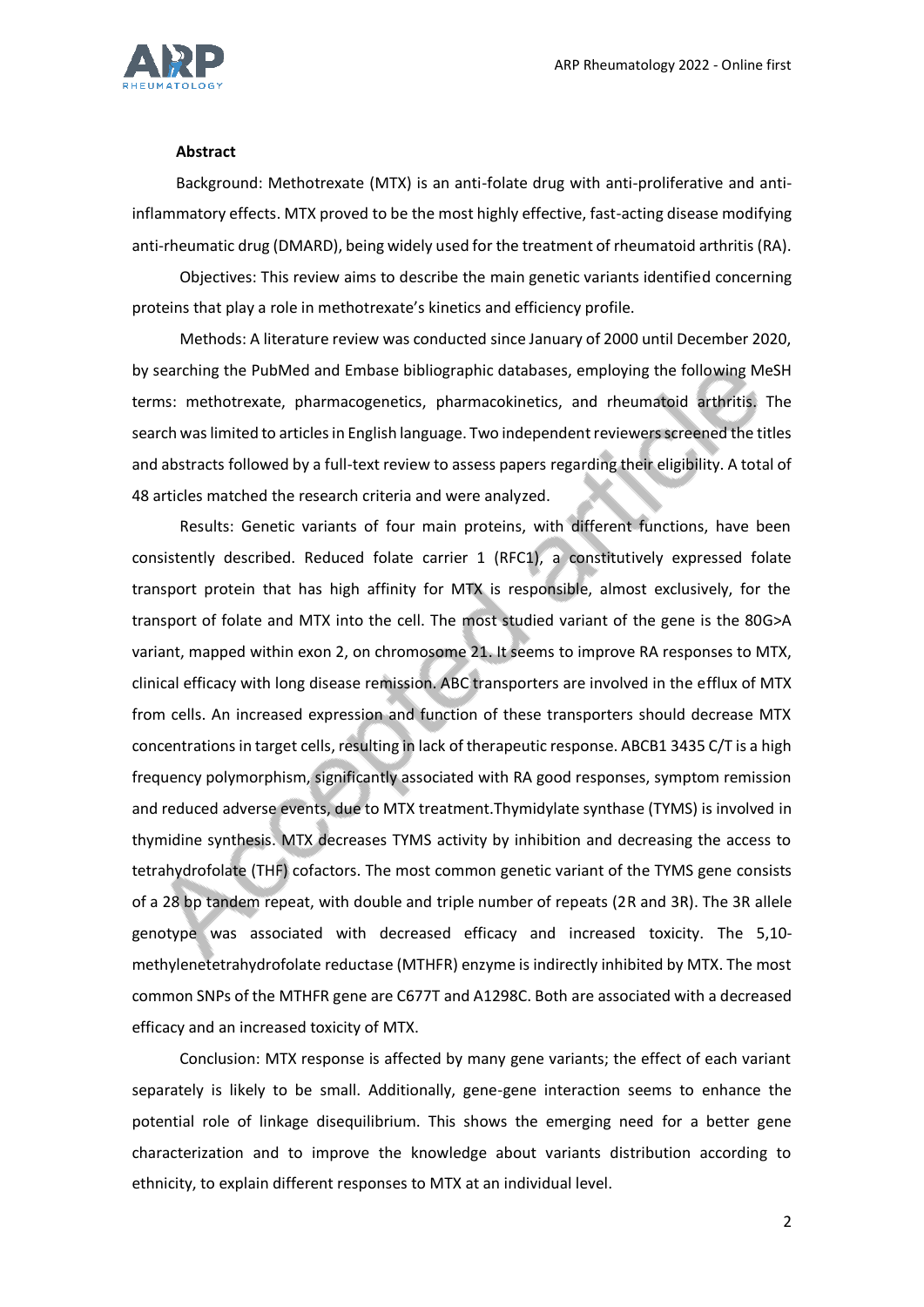## Abstract

Background: Methotrexate (MTX) is an anti-folate drug with anti-proliferative and anti-inflammatory effects. MTX proved to be the most highly effective, fast-acting disease modifying anti-rheumatic drug (DMARD), being widely used for the treatment of rheumatoid arthritis (RA).

Objectives: This review aims to describe the main genetic variants identified concerning proteins that play a role in methotrexate's kinetics and efficiency profile.

Methods: A literature review was conducted since January of 2000 until December 2020, by searching the PubMed and Embase bibliographic databases, employing the following MeSH terms: methotrexate, pharmacogenetics, pharmacokinetics, and rheumatoid arthritis. The search was limited to articles in English language. Two independent reviewers screened the titles and abstracts followed by a full-text review to assess papers regarding their eligibility. A total of 48 articles matched the research criteria and were analyzed.

Results: Genetic variants of four main proteins, with different functions, have been consistently described. Reduced folate carrier 1 (RFC1), a constitutively expressed folate transport protein that has high affinity for MTX is responsible, almost exclusively, for the transport of folate and MTX into the cell. The most studied variant of the gene is the 80G>A variant, mapped within exon 2, on chromosome 21. It seems to improve RA responses to MTX, clinical efficacy with long disease remission. ABC transporters are involved in the efflux of MTX from cells. An increased expression and function of these transporters should decrease MTX concentrations in target cells, resulting in lack of therapeutic response. ABCB1 3435 C/T is a high frequency polymorphism, significantly associated with RA good responses, symptom remission and reduced adverse events, due to MTX treatment.Thymidylate synthase (TYMS) is involved in thymidine synthesis. MTX decreases TYMS activity by inhibition and decreasing the access to tetrahydrofolate (THF) cofactors. The most common genetic variant of the TYMS gene consists of a 28 bp tandem repeat, with double and triple number of repeats (2R and 3R). The 3R allele genotype was associated with decreased efficacy and increased toxicity. The 5,10-methylenetetrahydrofolate reductase (MTHFR) enzyme is indirectly inhibited by MTX. The most common SNPs of the MTHFR gene are C677T and A1298C. Both are associated with a decreased efficacy and an increased toxicity of MTX.

Conclusion: MTX response is affected by many gene variants; the effect of each variant separately is likely to be small. Additionally, gene-gene interaction seems to enhance the potential role of linkage disequilibrium. This shows the emerging need for a better gene characterization and to improve the knowledge about variants distribution according to ethnicity, to explain different responses to MTX at an individual level.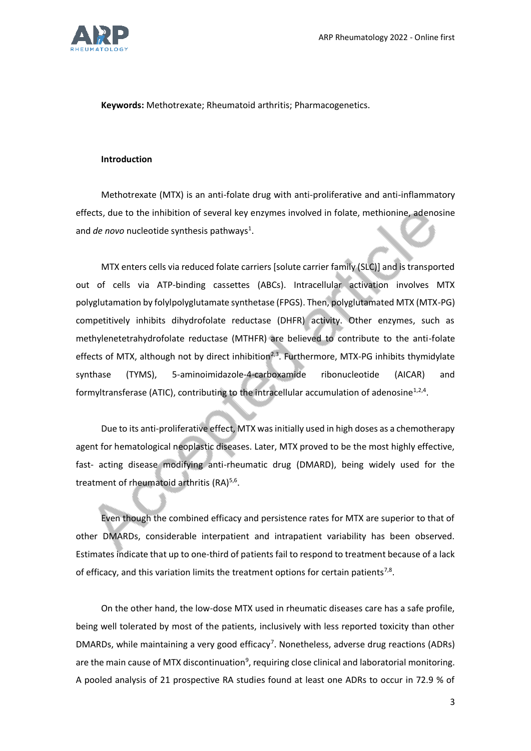**Keywords:** Methotrexate; Rheumatoid arthritis; Pharmacogenetics.

## Introduction

Methotrexate (MTX) is an anti-folate drug with anti-proliferative and anti-inflammatory effects, due to the inhibition of several key enzymes involved in folate, methionine, adenosine and *de novo* nucleotide synthesis pathways[1].

MTX enters cells via reduced folate carriers [solute carrier family (SLC)] and is transported out of cells via ATP-binding cassettes (ABCs). Intracellular activation involves MTX polyglutamation by folylpolyglutamate synthetase (FPGS). Then, polyglutamated MTX (MTX-PG) competitively inhibits dihydrofolate reductase (DHFR) activity. Other enzymes, such as methylenetetrahydrofolate reductase (MTHFR) are believed to contribute to the anti-folate effects of MTX, although not by direct inhibition[2,3]. Furthermore, MTX-PG inhibits thymidylate synthase (TYMS), 5-aminoimidazole-4-carboxamide ribonucleotide (AICAR) and formyltransferase (ATIC), contributing to the intracellular accumulation of adenosine[1,2,4].

Due to its anti-proliferative effect, MTX was initially used in high doses as a chemotherapy agent for hematological neoplastic diseases. Later, MTX proved to be the most highly effective, fast- acting disease modifying anti-rheumatic drug (DMARD), being widely used for the treatment of rheumatoid arthritis (RA)[5,6].

Even though the combined efficacy and persistence rates for MTX are superior to that of other DMARDs, considerable interpatient and intrapatient variability has been observed. Estimates indicate that up to one-third of patients fail to respond to treatment because of a lack of efficacy, and this variation limits the treatment options for certain patients[7,8].

On the other hand, the low-dose MTX used in rheumatic diseases care has a safe profile, being well tolerated by most of the patients, inclusively with less reported toxicity than other DMARDs, while maintaining a very good efficacy[7]. Nonetheless, adverse drug reactions (ADRs) are the main cause of MTX discontinuation[9], requiring close clinical and laboratorial monitoring. A pooled analysis of 21 prospective RA studies found at least one ADRs to occur in 72.9 % of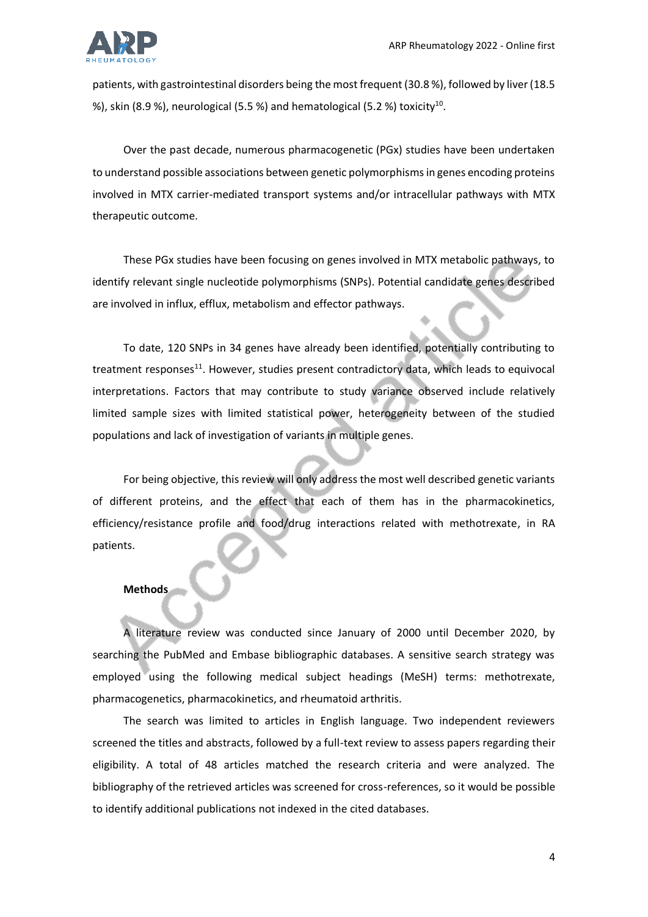patients, with gastrointestinal disorders being the most frequent (30.8 %), followed by liver (18.5 %), skin (8.9 %), neurological (5.5 %) and hematological (5.2 %) toxicity[10].

Over the past decade, numerous pharmacogenetic (PGx) studies have been undertaken to understand possible associations between genetic polymorphisms in genes encoding proteins involved in MTX carrier-mediated transport systems and/or intracellular pathways with MTX therapeutic outcome.

These PGx studies have been focusing on genes involved in MTX metabolic pathways, to identify relevant single nucleotide polymorphisms (SNPs). Potential candidate genes described are involved in influx, efflux, metabolism and effector pathways.

To date, 120 SNPs in 34 genes have already been identified, potentially contributing to treatment responses[11]. However, studies present contradictory data, which leads to equivocal interpretations. Factors that may contribute to study variance observed include relatively limited sample sizes with limited statistical power, heterogeneity between of the studied populations and lack of investigation of variants in multiple genes.

For being objective, this review will only address the most well described genetic variants of different proteins, and the effect that each of them has in the pharmacokinetics, efficiency/resistance profile and food/drug interactions related with methotrexate, in RA patients.

**Methods**

A literature review was conducted since January of 2000 until December 2020, by searching the PubMed and Embase bibliographic databases. A sensitive search strategy was employed using the following medical subject headings (MeSH) terms: methotrexate, pharmacogenetics, pharmacokinetics, and rheumatoid arthritis.

The search was limited to articles in English language. Two independent reviewers screened the titles and abstracts, followed by a full-text review to assess papers regarding their eligibility. A total of 48 articles matched the research criteria and were analyzed. The bibliography of the retrieved articles was screened for cross-references, so it would be possible to identify additional publications not indexed in the cited databases.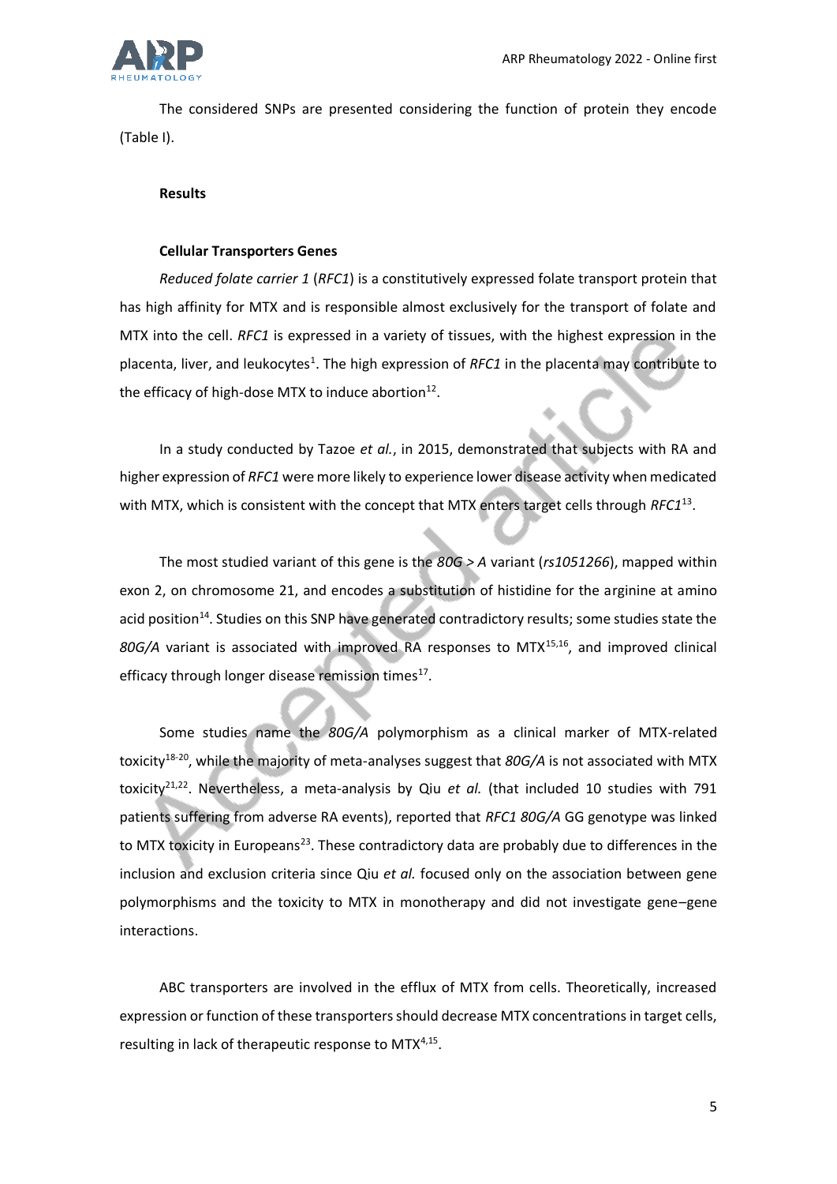The considered SNPs are presented considering the function of protein they encode (Table I).

## Results

### Cellular Transporters Genes

*Reduced folate carrier 1* (*RFC1*) is a constitutively expressed folate transport protein that has high affinity for MTX and is responsible almost exclusively for the transport of folate and MTX into the cell. *RFC1* is expressed in a variety of tissues, with the highest expression in the placenta, liver, and leukocytes[1]. The high expression of *RFC1* in the placenta may contribute to the efficacy of high-dose MTX to induce abortion[12].

In a study conducted by Tazoe *et al.*, in 2015, demonstrated that subjects with RA and higher expression of *RFC1* were more likely to experience lower disease activity when medicated with MTX, which is consistent with the concept that MTX enters target cells through *RFC1*[13].

The most studied variant of this gene is the *80G > A* variant (*rs1051266*), mapped within exon 2, on chromosome 21, and encodes a substitution of histidine for the arginine at amino acid position[14]. Studies on this SNP have generated contradictory results; some studies state the *80G/A* variant is associated with improved RA responses to MTX[15,16], and improved clinical efficacy through longer disease remission times[17].

Some studies name the *80G/A* polymorphism as a clinical marker of MTX-related toxicity[18-20], while the majority of meta-analyses suggest that *80G/A* is not associated with MTX toxicity[21,22]. Nevertheless, a meta-analysis by Qiu *et al.* (that included 10 studies with 791 patients suffering from adverse RA events), reported that *RFC1 80G/A* GG genotype was linked to MTX toxicity in Europeans[23]. These contradictory data are probably due to differences in the inclusion and exclusion criteria since Qiu *et al.* focused only on the association between gene polymorphisms and the toxicity to MTX in monotherapy and did not investigate gene–gene interactions.

ABC transporters are involved in the efflux of MTX from cells. Theoretically, increased expression or function of these transporters should decrease MTX concentrations in target cells, resulting in lack of therapeutic response to MTX[4,15].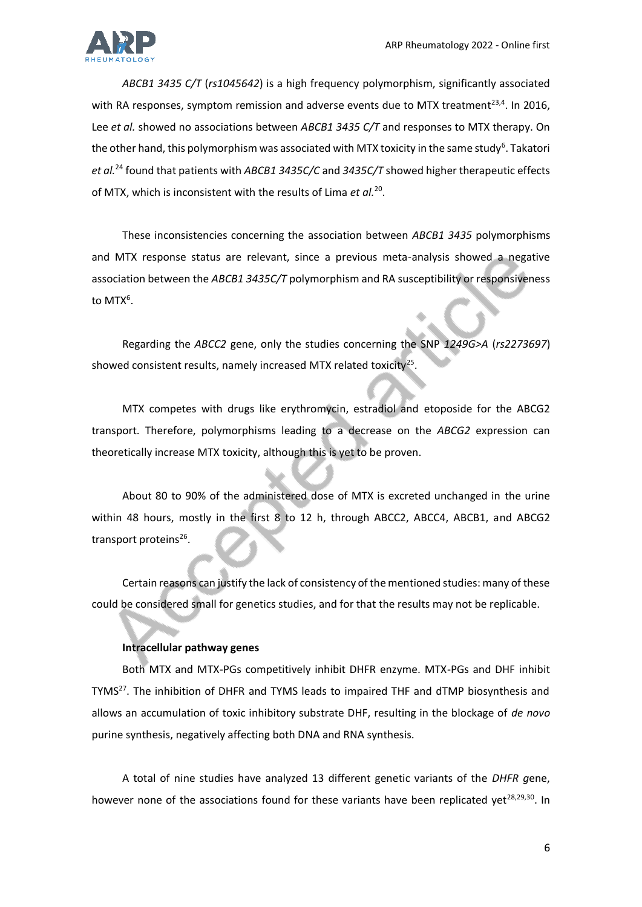*ABCB1 3435 C/T* (*rs1045642*) is a high frequency polymorphism, significantly associated with RA responses, symptom remission and adverse events due to MTX treatment[23,4]. In 2016, Lee *et al.* showed no associations between *ABCB1 3435 C/T* and responses to MTX therapy. On the other hand, this polymorphism was associated with MTX toxicity in the same study[6]. Takatori *et al.*[24] found that patients with *ABCB1 3435C/C* and *3435C/T* showed higher therapeutic effects of MTX, which is inconsistent with the results of Lima *et al.*[20].

These inconsistencies concerning the association between *ABCB1 3435* polymorphisms and MTX response status are relevant, since a previous meta-analysis showed a negative association between the *ABCB1 3435C/T* polymorphism and RA susceptibility or responsiveness to MTX[6].

Regarding the *ABCC2* gene, only the studies concerning the SNP *1249G>A* (*rs2273697*) showed consistent results, namely increased MTX related toxicity[25].

MTX competes with drugs like erythromycin, estradiol and etoposide for the ABCG2 transport. Therefore, polymorphisms leading to a decrease on the *ABCG2* expression can theoretically increase MTX toxicity, although this is yet to be proven.

About 80 to 90% of the administered dose of MTX is excreted unchanged in the urine within 48 hours, mostly in the first 8 to 12 h, through ABCC2, ABCC4, ABCB1, and ABCG2 transport proteins[26].

Certain reasons can justify the lack of consistency of the mentioned studies: many of these could be considered small for genetics studies, and for that the results may not be replicable.

**Intracellular pathway genes**

Both MTX and MTX-PGs competitively inhibit DHFR enzyme. MTX-PGs and DHF inhibit TYMS[27]. The inhibition of DHFR and TYMS leads to impaired THF and dTMP biosynthesis and allows an accumulation of toxic inhibitory substrate DHF, resulting in the blockage of *de novo* purine synthesis, negatively affecting both DNA and RNA synthesis.

A total of nine studies have analyzed 13 different genetic variants of the *DHFR* gene, however none of the associations found for these variants have been replicated yet[28,29,30]. In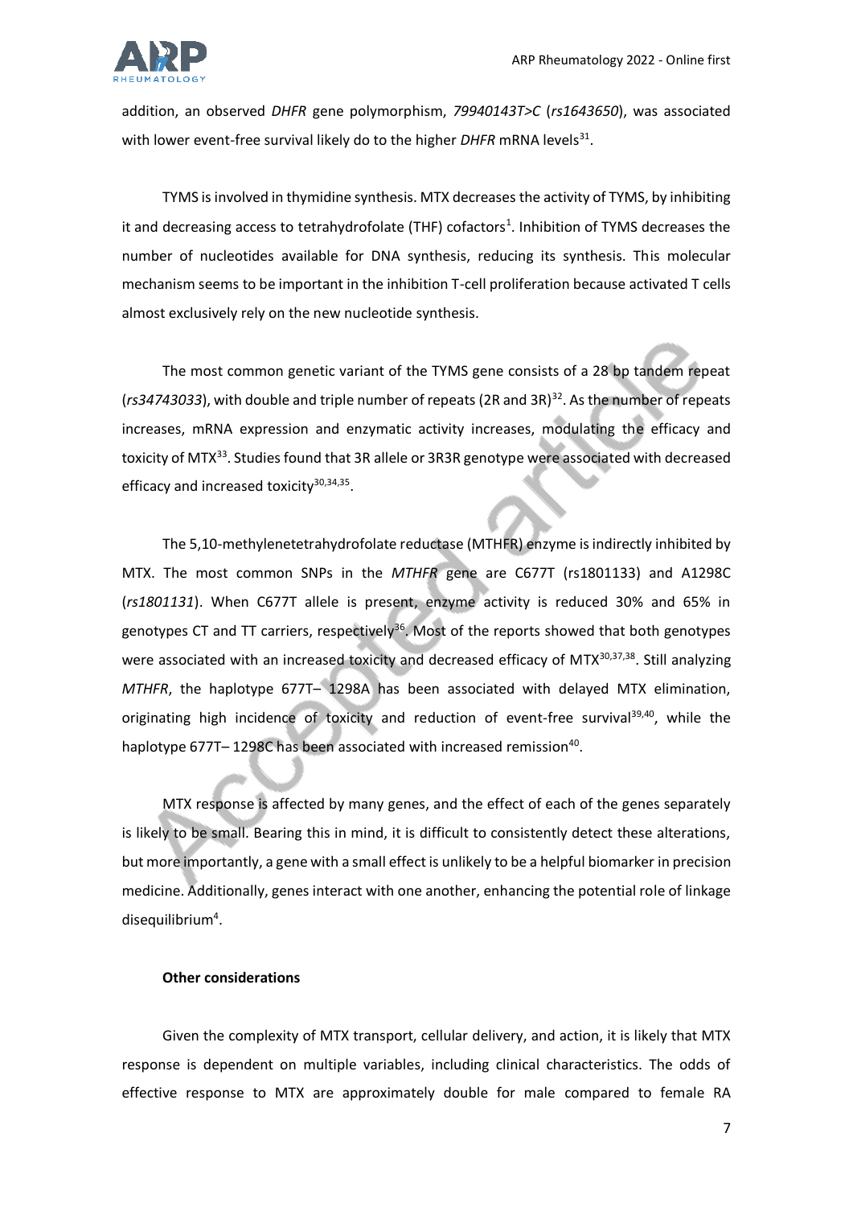addition, an observed *DHFR* gene polymorphism, *79940143T>C* (*rs1643650*), was associated with lower event-free survival likely do to the higher *DHFR* mRNA levels[31].

TYMS is involved in thymidine synthesis. MTX decreases the activity of TYMS, by inhibiting it and decreasing access to tetrahydrofolate (THF) cofactors[1]. Inhibition of TYMS decreases the number of nucleotides available for DNA synthesis, reducing its synthesis. This molecular mechanism seems to be important in the inhibition T-cell proliferation because activated T cells almost exclusively rely on the new nucleotide synthesis.

The most common genetic variant of the TYMS gene consists of a 28 bp tandem repeat (*rs34743033*), with double and triple number of repeats (2R and 3R)[32]. As the number of repeats increases, mRNA expression and enzymatic activity increases, modulating the efficacy and toxicity of MTX[33]. Studies found that 3R allele or 3R3R genotype were associated with decreased efficacy and increased toxicity[30,34,35].

The 5,10-methylenetetrahydrofolate reductase (MTHFR) enzyme is indirectly inhibited by MTX. The most common SNPs in the *MTHFR* gene are C677T (rs1801133) and A1298C (*rs1801131*). When C677T allele is present, enzyme activity is reduced 30% and 65% in genotypes CT and TT carriers, respectively[36]. Most of the reports showed that both genotypes were associated with an increased toxicity and decreased efficacy of MTX[30,37,38]. Still analyzing *MTHFR*, the haplotype 677T– 1298A has been associated with delayed MTX elimination, originating high incidence of toxicity and reduction of event-free survival[39,40], while the haplotype 677T– 1298C has been associated with increased remission[40].

MTX response is affected by many genes, and the effect of each of the genes separately is likely to be small. Bearing this in mind, it is difficult to consistently detect these alterations, but more importantly, a gene with a small effect is unlikely to be a helpful biomarker in precision medicine. Additionally, genes interact with one another, enhancing the potential role of linkage disequilibrium[4].

**Other considerations**

Given the complexity of MTX transport, cellular delivery, and action, it is likely that MTX response is dependent on multiple variables, including clinical characteristics. The odds of effective response to MTX are approximately double for male compared to female RA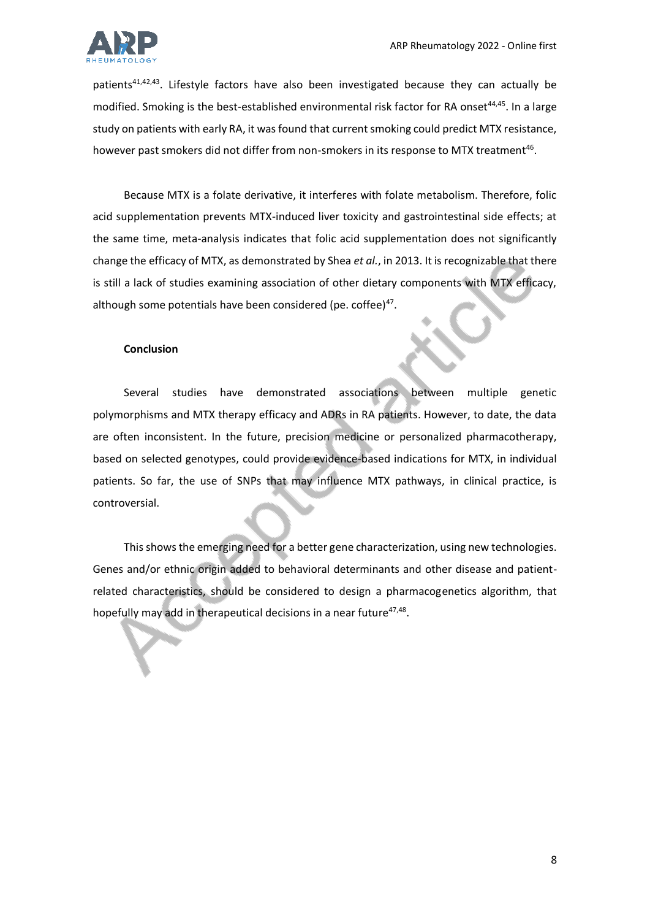patients[41,42,43]. Lifestyle factors have also been investigated because they can actually be modified. Smoking is the best-established environmental risk factor for RA onset[44,45]. In a large study on patients with early RA, it was found that current smoking could predict MTX resistance, however past smokers did not differ from non-smokers in its response to MTX treatment[46].

Because MTX is a folate derivative, it interferes with folate metabolism. Therefore, folic acid supplementation prevents MTX-induced liver toxicity and gastrointestinal side effects; at the same time, meta-analysis indicates that folic acid supplementation does not significantly change the efficacy of MTX, as demonstrated by Shea *et al.*, in 2013. It is recognizable that there is still a lack of studies examining association of other dietary components with MTX efficacy, although some potentials have been considered (pe. coffee)[47].

**Conclusion**

Several studies have demonstrated associations between multiple genetic polymorphisms and MTX therapy efficacy and ADRs in RA patients. However, to date, the data are often inconsistent. In the future, precision medicine or personalized pharmacotherapy, based on selected genotypes, could provide evidence-based indications for MTX, in individual patients. So far, the use of SNPs that may influence MTX pathways, in clinical practice, is controversial.

This shows the emerging need for a better gene characterization, using new technologies. Genes and/or ethnic origin added to behavioral determinants and other disease and patient-related characteristics, should be considered to design a pharmacogenetics algorithm, that hopefully may add in therapeutical decisions in a near future[47,48].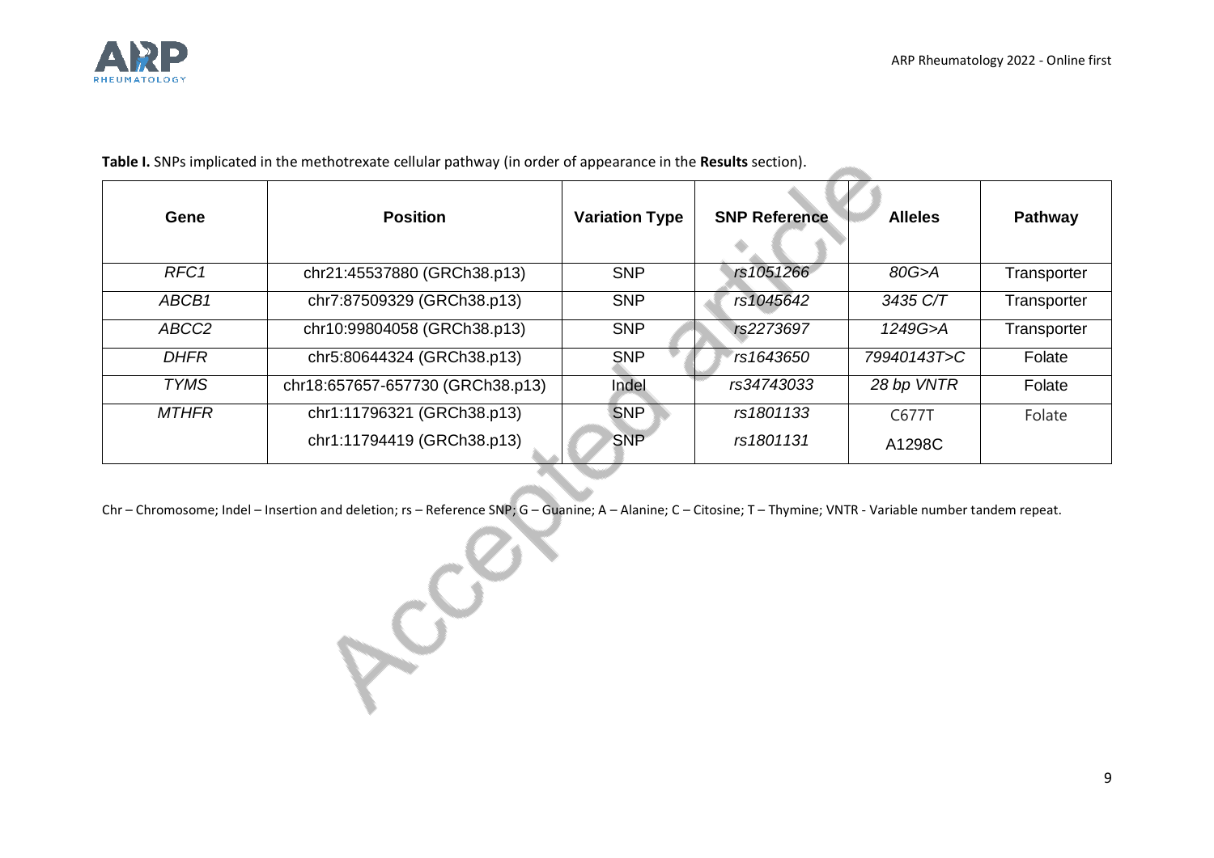**Table I.** SNPs implicated in the methotrexate cellular pathway (in order of appearance in the **Results** section).

| Gene | Position | Variation Type | SNP Reference | Alleles | Pathway |
|---|---|---|---|---|---|
| *RFC1* | chr21:45537880 (GRCh38.p13) | SNP | *rs1051266* | *80G>A* | Transporter |
| *ABCB1* | chr7:87509329 (GRCh38.p13) | SNP | *rs1045642* | *3435 C/T* | Transporter |
| *ABCC2* | chr10:99804058 (GRCh38.p13) | SNP | *rs2273697* | *1249G>A* | Transporter |
| *DHFR* | chr5:80644324 (GRCh38.p13) | SNP | *rs1643650* | *79940143T>C* | Folate |
| *TYMS* | chr18:657657-657730 (GRCh38.p13) | Indel | *rs34743033* | *28 bp VNTR* | Folate |
| *MTHFR* | chr1:11796321 (GRCh38.p13) | SNP | *rs1801133* | C677T | Folate |
| | chr1:11794419 (GRCh38.p13) | SNP | *rs1801131* | A1298C | |

Chr – Chromosome; Indel – Insertion and deletion; rs – Reference SNP; G – Guanine; A – Alanine; C – Citosine; T – Thymine; VNTR - Variable number tandem repeat.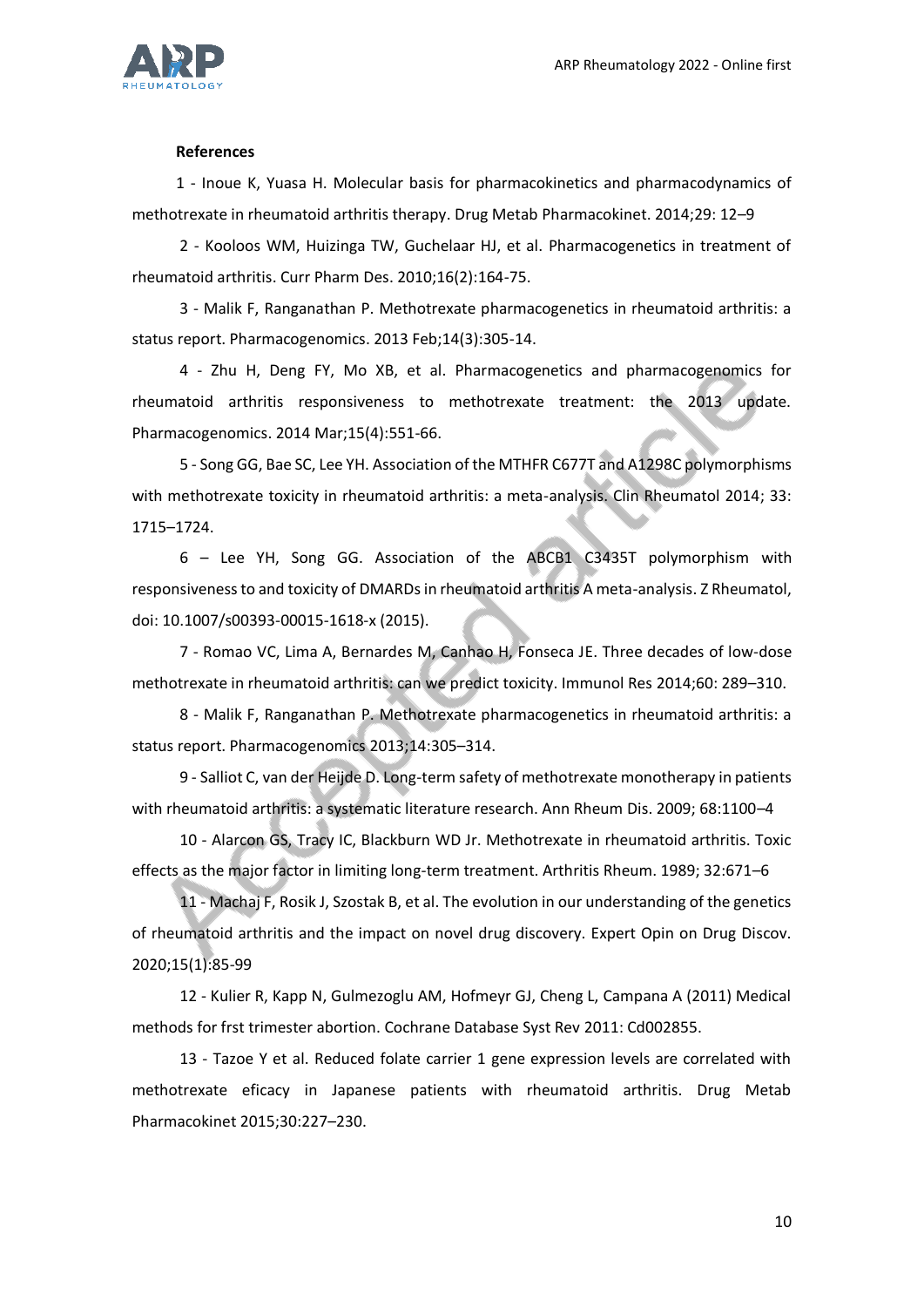**References**

1 - Inoue K, Yuasa H. Molecular basis for pharmacokinetics and pharmacodynamics of methotrexate in rheumatoid arthritis therapy. Drug Metab Pharmacokinet. 2014;29: 12–9

2 - Kooloos WM, Huizinga TW, Guchelaar HJ, et al. Pharmacogenetics in treatment of rheumatoid arthritis. Curr Pharm Des. 2010;16(2):164-75.

3 - Malik F, Ranganathan P. Methotrexate pharmacogenetics in rheumatoid arthritis: a status report. Pharmacogenomics. 2013 Feb;14(3):305-14.

4 - Zhu H, Deng FY, Mo XB, et al. Pharmacogenetics and pharmacogenomics for rheumatoid arthritis responsiveness to methotrexate treatment: the 2013 update. Pharmacogenomics. 2014 Mar;15(4):551-66.

5 - Song GG, Bae SC, Lee YH. Association of the MTHFR C677T and A1298C polymorphisms with methotrexate toxicity in rheumatoid arthritis: a meta-analysis. Clin Rheumatol 2014; 33: 1715–1724.

6 – Lee YH, Song GG. Association of the ABCB1 C3435T polymorphism with responsiveness to and toxicity of DMARDs in rheumatoid arthritis A meta-analysis. Z Rheumatol, doi: 10.1007/s00393-00015-1618-x (2015).

7 - Romao VC, Lima A, Bernardes M, Canhao H, Fonseca JE. Three decades of low-dose methotrexate in rheumatoid arthritis: can we predict toxicity. Immunol Res 2014;60: 289–310.

8 - Malik F, Ranganathan P. Methotrexate pharmacogenetics in rheumatoid arthritis: a status report. Pharmacogenomics 2013;14:305–314.

9 - Salliot C, van der Heijde D. Long-term safety of methotrexate monotherapy in patients with rheumatoid arthritis: a systematic literature research. Ann Rheum Dis. 2009; 68:1100–4

10 - Alarcon GS, Tracy IC, Blackburn WD Jr. Methotrexate in rheumatoid arthritis. Toxic effects as the major factor in limiting long-term treatment. Arthritis Rheum. 1989; 32:671–6

11 - Machaj F, Rosik J, Szostak B, et al. The evolution in our understanding of the genetics of rheumatoid arthritis and the impact on novel drug discovery. Expert Opin on Drug Discov. 2020;15(1):85-99

12 - Kulier R, Kapp N, Gulmezoglu AM, Hofmeyr GJ, Cheng L, Campana A (2011) Medical methods for frst trimester abortion. Cochrane Database Syst Rev 2011: Cd002855.

13 - Tazoe Y et al. Reduced folate carrier 1 gene expression levels are correlated with methotrexate eficacy in Japanese patients with rheumatoid arthritis. Drug Metab Pharmacokinet 2015;30:227–230.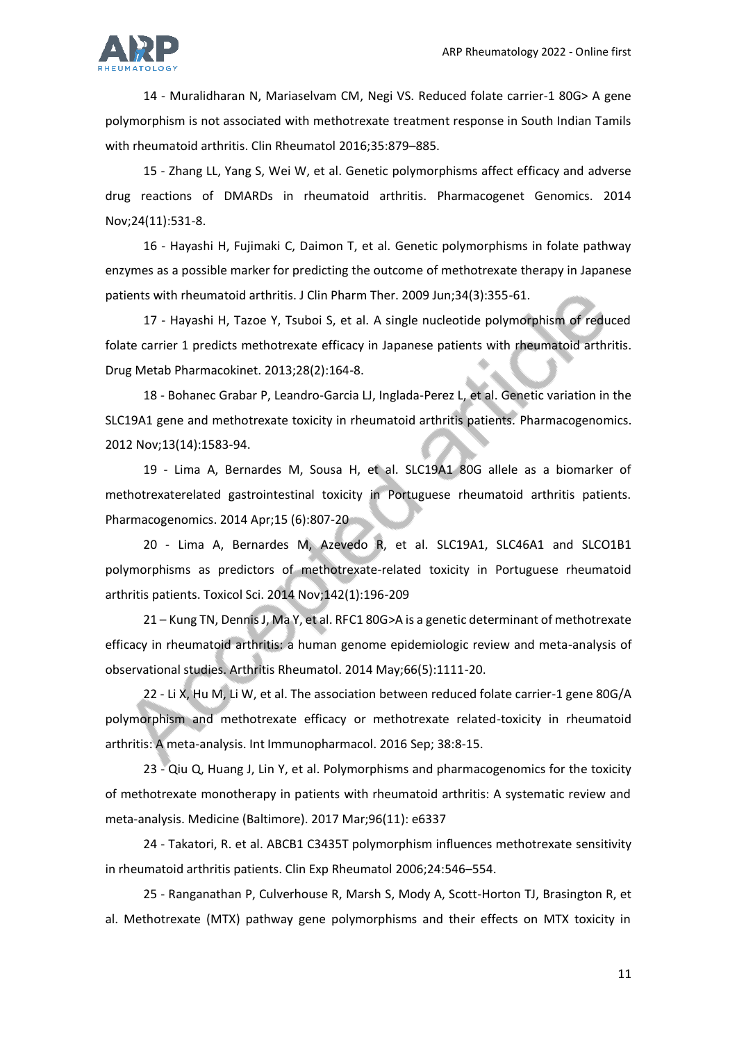14 - Muralidharan N, Mariaselvam CM, Negi VS. Reduced folate carrier-1 80G> A gene polymorphism is not associated with methotrexate treatment response in South Indian Tamils with rheumatoid arthritis. Clin Rheumatol 2016;35:879–885.

15 - Zhang LL, Yang S, Wei W, et al. Genetic polymorphisms affect efficacy and adverse drug reactions of DMARDs in rheumatoid arthritis. Pharmacogenet Genomics. 2014 Nov;24(11):531-8.

16 - Hayashi H, Fujimaki C, Daimon T, et al. Genetic polymorphisms in folate pathway enzymes as a possible marker for predicting the outcome of methotrexate therapy in Japanese patients with rheumatoid arthritis. J Clin Pharm Ther. 2009 Jun;34(3):355-61.

17 - Hayashi H, Tazoe Y, Tsuboi S, et al. A single nucleotide polymorphism of reduced folate carrier 1 predicts methotrexate efficacy in Japanese patients with rheumatoid arthritis. Drug Metab Pharmacokinet. 2013;28(2):164-8.

18 - Bohanec Grabar P, Leandro-Garcia LJ, Inglada-Perez L, et al. Genetic variation in the SLC19A1 gene and methotrexate toxicity in rheumatoid arthritis patients. Pharmacogenomics. 2012 Nov;13(14):1583-94.

19 - Lima A, Bernardes M, Sousa H, et al. SLC19A1 80G allele as a biomarker of methotrexaterelated gastrointestinal toxicity in Portuguese rheumatoid arthritis patients. Pharmacogenomics. 2014 Apr;15 (6):807-20

20 - Lima A, Bernardes M, Azevedo R, et al. SLC19A1, SLC46A1 and SLCO1B1 polymorphisms as predictors of methotrexate-related toxicity in Portuguese rheumatoid arthritis patients. Toxicol Sci. 2014 Nov;142(1):196-209

21 – Kung TN, Dennis J, Ma Y, et al. RFC1 80G>A is a genetic determinant of methotrexate efficacy in rheumatoid arthritis: a human genome epidemiologic review and meta-analysis of observational studies. Arthritis Rheumatol. 2014 May;66(5):1111-20.

22 - Li X, Hu M, Li W, et al. The association between reduced folate carrier-1 gene 80G/A polymorphism and methotrexate efficacy or methotrexate related-toxicity in rheumatoid arthritis: A meta-analysis. Int Immunopharmacol. 2016 Sep; 38:8-15.

23 - Qiu Q, Huang J, Lin Y, et al. Polymorphisms and pharmacogenomics for the toxicity of methotrexate monotherapy in patients with rheumatoid arthritis: A systematic review and meta-analysis. Medicine (Baltimore). 2017 Mar;96(11): e6337

24 - Takatori, R. et al. ABCB1 C3435T polymorphism influences methotrexate sensitivity in rheumatoid arthritis patients. Clin Exp Rheumatol 2006;24:546–554.

25 - Ranganathan P, Culverhouse R, Marsh S, Mody A, Scott-Horton TJ, Brasington R, et al. Methotrexate (MTX) pathway gene polymorphisms and their effects on MTX toxicity in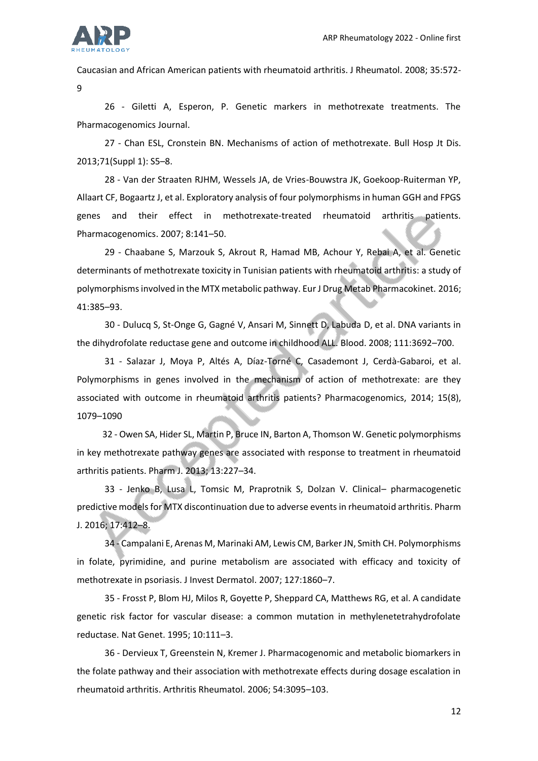Caucasian and African American patients with rheumatoid arthritis. J Rheumatol. 2008; 35:572-9

26 - Giletti A, Esperon, P. Genetic markers in methotrexate treatments. The Pharmacogenomics Journal.

27 - Chan ESL, Cronstein BN. Mechanisms of action of methotrexate. Bull Hosp Jt Dis. 2013;71(Suppl 1): S5–8.

28 - Van der Straaten RJHM, Wessels JA, de Vries-Bouwstra JK, Goekoop-Ruiterman YP, Allaart CF, Bogaartz J, et al. Exploratory analysis of four polymorphisms in human GGH and FPGS genes and their effect in methotrexate-treated rheumatoid arthritis patients. Pharmacogenomics. 2007; 8:141–50.

29 - Chaabane S, Marzouk S, Akrout R, Hamad MB, Achour Y, Rebai A, et al. Genetic determinants of methotrexate toxicity in Tunisian patients with rheumatoid arthritis: a study of polymorphisms involved in the MTX metabolic pathway. Eur J Drug Metab Pharmacokinet. 2016; 41:385–93.

30 - Dulucq S, St-Onge G, Gagné V, Ansari M, Sinnett D, Labuda D, et al. DNA variants in the dihydrofolate reductase gene and outcome in childhood ALL. Blood. 2008; 111:3692–700.

31 - Salazar J, Moya P, Altés A, Díaz-Torné C, Casademont J, Cerdà-Gabaroi, et al. Polymorphisms in genes involved in the mechanism of action of methotrexate: are they associated with outcome in rheumatoid arthritis patients? Pharmacogenomics, 2014; 15(8), 1079–1090

32 - Owen SA, Hider SL, Martin P, Bruce IN, Barton A, Thomson W. Genetic polymorphisms in key methotrexate pathway genes are associated with response to treatment in rheumatoid arthritis patients. Pharm J. 2013; 13:227–34.

33 - Jenko B, Lusa L, Tomsic M, Praprotnik S, Dolzan V. Clinical– pharmacogenetic predictive models for MTX discontinuation due to adverse events in rheumatoid arthritis. Pharm J. 2016; 17:412–8.

34 - Campalani E, Arenas M, Marinaki AM, Lewis CM, Barker JN, Smith CH. Polymorphisms in folate, pyrimidine, and purine metabolism are associated with efficacy and toxicity of methotrexate in psoriasis. J Invest Dermatol. 2007; 127:1860–7.

35 - Frosst P, Blom HJ, Milos R, Goyette P, Sheppard CA, Matthews RG, et al. A candidate genetic risk factor for vascular disease: a common mutation in methylenetetrahydrofolate reductase. Nat Genet. 1995; 10:111–3.

36 - Dervieux T, Greenstein N, Kremer J. Pharmacogenomic and metabolic biomarkers in the folate pathway and their association with methotrexate effects during dosage escalation in rheumatoid arthritis. Arthritis Rheumatol. 2006; 54:3095–103.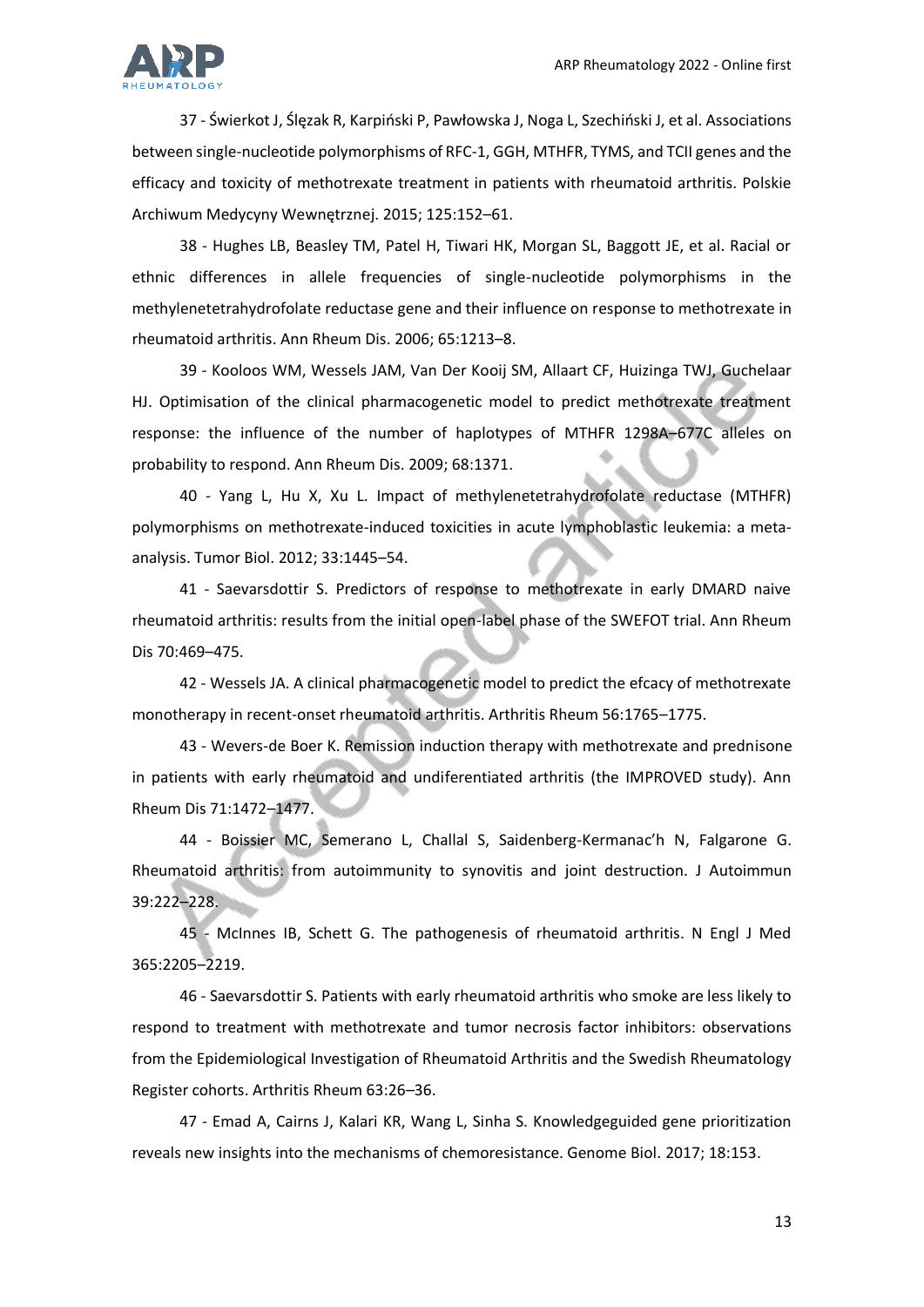37 - Świerkot J, Ślęzak R, Karpiński P, Pawłowska J, Noga L, Szechiński J, et al. Associations between single-nucleotide polymorphisms of RFC-1, GGH, MTHFR, TYMS, and TCII genes and the efficacy and toxicity of methotrexate treatment in patients with rheumatoid arthritis. Polskie Archiwum Medycyny Wewnętrznej. 2015; 125:152–61.

38 - Hughes LB, Beasley TM, Patel H, Tiwari HK, Morgan SL, Baggott JE, et al. Racial or ethnic differences in allele frequencies of single-nucleotide polymorphisms in the methylenetetrahydrofolate reductase gene and their influence on response to methotrexate in rheumatoid arthritis. Ann Rheum Dis. 2006; 65:1213–8.

39 - Kooloos WM, Wessels JAM, Van Der Kooij SM, Allaart CF, Huizinga TWJ, Guchelaar HJ. Optimisation of the clinical pharmacogenetic model to predict methotrexate treatment response: the influence of the number of haplotypes of MTHFR 1298A–677C alleles on probability to respond. Ann Rheum Dis. 2009; 68:1371.

40 - Yang L, Hu X, Xu L. Impact of methylenetetrahydrofolate reductase (MTHFR) polymorphisms on methotrexate-induced toxicities in acute lymphoblastic leukemia: a meta-analysis. Tumor Biol. 2012; 33:1445–54.

41 - Saevarsdottir S. Predictors of response to methotrexate in early DMARD naive rheumatoid arthritis: results from the initial open-label phase of the SWEFOT trial. Ann Rheum Dis 70:469–475.

42 - Wessels JA. A clinical pharmacogenetic model to predict the efcacy of methotrexate monotherapy in recent-onset rheumatoid arthritis. Arthritis Rheum 56:1765–1775.

43 - Wevers-de Boer K. Remission induction therapy with methotrexate and prednisone in patients with early rheumatoid and undiferentiated arthritis (the IMPROVED study). Ann Rheum Dis 71:1472–1477.

44 - Boissier MC, Semerano L, Challal S, Saidenberg-Kermanac'h N, Falgarone G. Rheumatoid arthritis: from autoimmunity to synovitis and joint destruction. J Autoimmun 39:222–228.

45 - McInnes IB, Schett G. The pathogenesis of rheumatoid arthritis. N Engl J Med 365:2205–2219.

46 - Saevarsdottir S. Patients with early rheumatoid arthritis who smoke are less likely to respond to treatment with methotrexate and tumor necrosis factor inhibitors: observations from the Epidemiological Investigation of Rheumatoid Arthritis and the Swedish Rheumatology Register cohorts. Arthritis Rheum 63:26–36.

47 - Emad A, Cairns J, Kalari KR, Wang L, Sinha S. Knowledgeguided gene prioritization reveals new insights into the mechanisms of chemoresistance. Genome Biol. 2017; 18:153.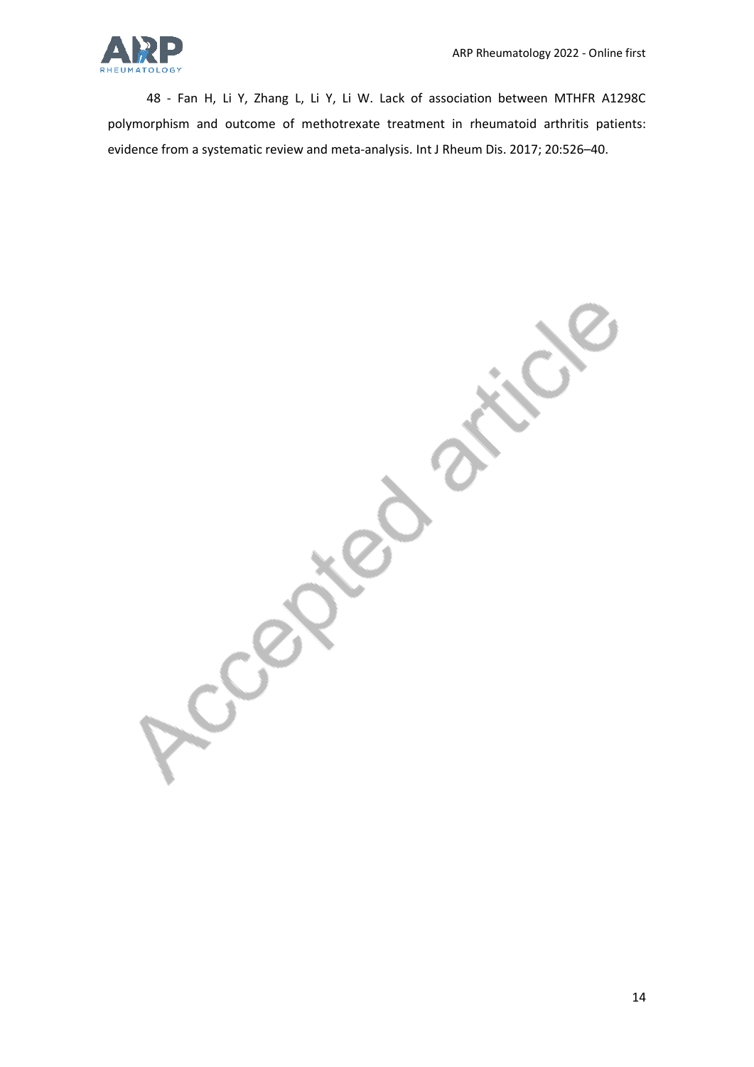48 - Fan H, Li Y, Zhang L, Li Y, Li W. Lack of association between MTHFR A1298C polymorphism and outcome of methotrexate treatment in rheumatoid arthritis patients: evidence from a systematic review and meta-analysis. Int J Rheum Dis. 2017; 20:526–40.